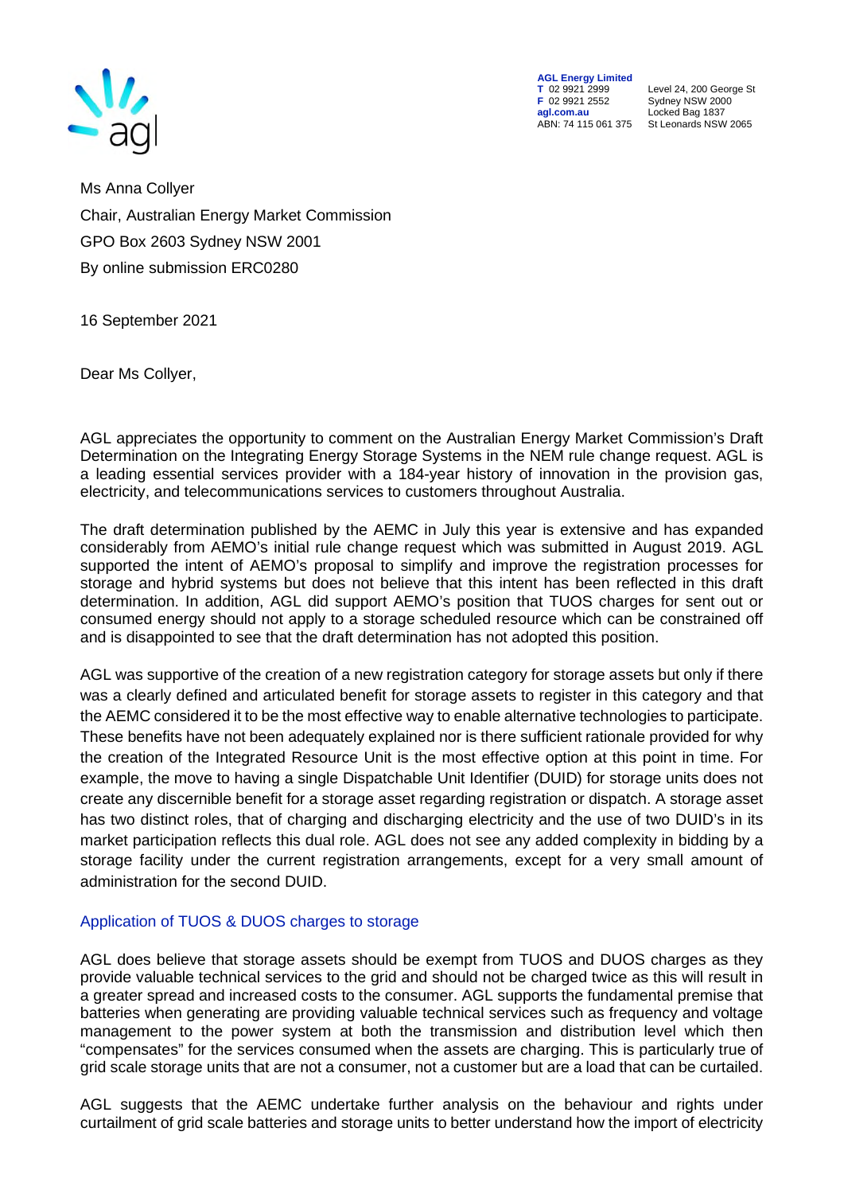**AGL Energy Limited**
**T** 02 9921 2999
**F** 02 9921 2552
**agl.com.au**
ABN: 74 115 061 375

Level 24, 200 George St
Sydney NSW 2000
Locked Bag 1837
St Leonards NSW 2065

Ms Anna Collyer
Chair, Australian Energy Market Commission
GPO Box 2603 Sydney NSW 2001
By online submission ERC0280

16 September 2021

Dear Ms Collyer,

AGL appreciates the opportunity to comment on the Australian Energy Market Commission's Draft Determination on the Integrating Energy Storage Systems in the NEM rule change request. AGL is a leading essential services provider with a 184-year history of innovation in the provision gas, electricity, and telecommunications services to customers throughout Australia.

The draft determination published by the AEMC in July this year is extensive and has expanded considerably from AEMO's initial rule change request which was submitted in August 2019. AGL supported the intent of AEMO's proposal to simplify and improve the registration processes for storage and hybrid systems but does not believe that this intent has been reflected in this draft determination. In addition, AGL did support AEMO's position that TUOS charges for sent out or consumed energy should not apply to a storage scheduled resource which can be constrained off and is disappointed to see that the draft determination has not adopted this position.

AGL was supportive of the creation of a new registration category for storage assets but only if there was a clearly defined and articulated benefit for storage assets to register in this category and that the AEMC considered it to be the most effective way to enable alternative technologies to participate. These benefits have not been adequately explained nor is there sufficient rationale provided for why the creation of the Integrated Resource Unit is the most effective option at this point in time. For example, the move to having a single Dispatchable Unit Identifier (DUID) for storage units does not create any discernible benefit for a storage asset regarding registration or dispatch. A storage asset has two distinct roles, that of charging and discharging electricity and the use of two DUID's in its market participation reflects this dual role. AGL does not see any added complexity in bidding by a storage facility under the current registration arrangements, except for a very small amount of administration for the second DUID.

## Application of TUOS & DUOS charges to storage

AGL does believe that storage assets should be exempt from TUOS and DUOS charges as they provide valuable technical services to the grid and should not be charged twice as this will result in a greater spread and increased costs to the consumer. AGL supports the fundamental premise that batteries when generating are providing valuable technical services such as frequency and voltage management to the power system at both the transmission and distribution level which then "compensates" for the services consumed when the assets are charging. This is particularly true of grid scale storage units that are not a consumer, not a customer but are a load that can be curtailed.

AGL suggests that the AEMC undertake further analysis on the behaviour and rights under curtailment of grid scale batteries and storage units to better understand how the import of electricity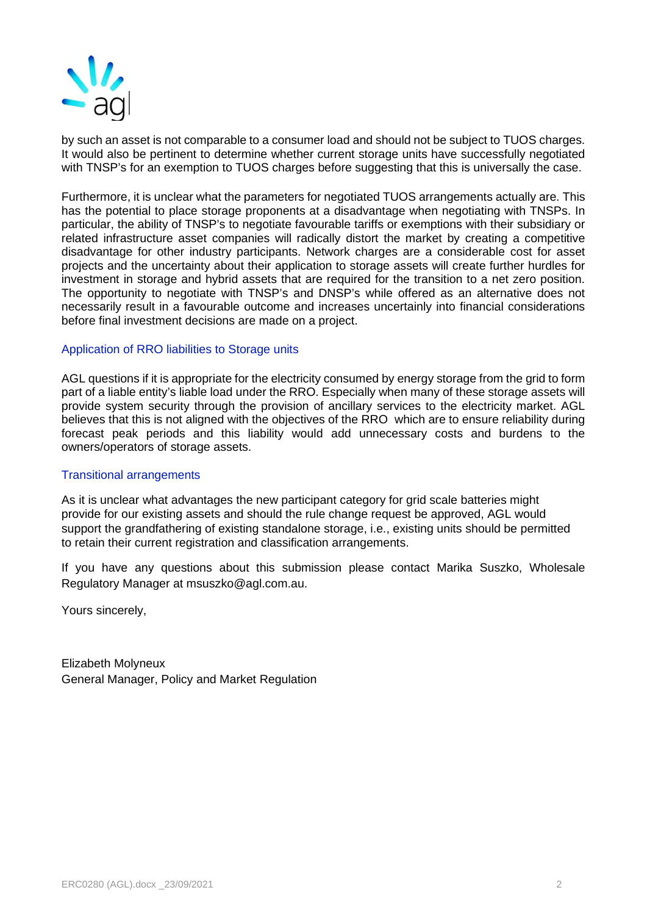by such an asset is not comparable to a consumer load and should not be subject to TUOS charges. It would also be pertinent to determine whether current storage units have successfully negotiated with TNSP's for an exemption to TUOS charges before suggesting that this is universally the case.

Furthermore, it is unclear what the parameters for negotiated TUOS arrangements actually are. This has the potential to place storage proponents at a disadvantage when negotiating with TNSPs. In particular, the ability of TNSP's to negotiate favourable tariffs or exemptions with their subsidiary or related infrastructure asset companies will radically distort the market by creating a competitive disadvantage for other industry participants. Network charges are a considerable cost for asset projects and the uncertainty about their application to storage assets will create further hurdles for investment in storage and hybrid assets that are required for the transition to a net zero position. The opportunity to negotiate with TNSP's and DNSP's while offered as an alternative does not necessarily result in a favourable outcome and increases uncertainly into financial considerations before final investment decisions are made on a project.

### Application of RRO liabilities to Storage units

AGL questions if it is appropriate for the electricity consumed by energy storage from the grid to form part of a liable entity's liable load under the RRO. Especially when many of these storage assets will provide system security through the provision of ancillary services to the electricity market. AGL believes that this is not aligned with the objectives of the RRO which are to ensure reliability during forecast peak periods and this liability would add unnecessary costs and burdens to the owners/operators of storage assets.

### Transitional arrangements

As it is unclear what advantages the new participant category for grid scale batteries might provide for our existing assets and should the rule change request be approved, AGL would support the grandfathering of existing standalone storage, i.e., existing units should be permitted to retain their current registration and classification arrangements.

If you have any questions about this submission please contact Marika Suszko, Wholesale Regulatory Manager at msuszko@agl.com.au.

Yours sincerely,

Elizabeth Molyneux
General Manager, Policy and Market Regulation